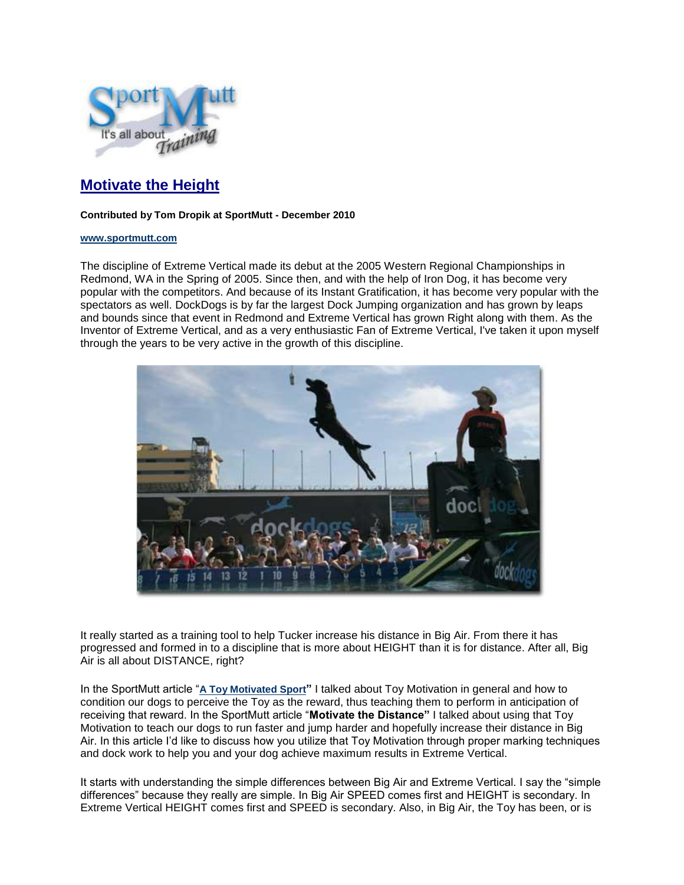# Motivate the Height

**Contributed by Tom Dropik at SportMutt - December 2010**

**www.sportmutt.com**

The discipline of Extreme Vertical made its debut at the 2005 Western Regional Championships in Redmond, WA in the Spring of 2005. Since then, and with the help of Iron Dog, it has become very popular with the competitors. And because of its Instant Gratification, it has become very popular with the spectators as well. DockDogs is by far the largest Dock Jumping organization and has grown by leaps and bounds since that event in Redmond and Extreme Vertical has grown Right along with them. As the Inventor of Extreme Vertical, and as a very enthusiastic Fan of Extreme Vertical, I've taken it upon myself through the years to be very active in the growth of this discipline.

It really started as a training tool to help Tucker increase his distance in Big Air. From there it has progressed and formed in to a discipline that is more about HEIGHT than it is for distance. After all, Big Air is all about DISTANCE, right?

In the SportMutt article "**A Toy Motivated Sport**" I talked about Toy Motivation in general and how to condition our dogs to perceive the Toy as the reward, thus teaching them to perform in anticipation of receiving that reward. In the SportMutt article "**Motivate the Distance"** I talked about using that Toy Motivation to teach our dogs to run faster and jump harder and hopefully increase their distance in Big Air. In this article I'd like to discuss how you utilize that Toy Motivation through proper marking techniques and dock work to help you and your dog achieve maximum results in Extreme Vertical.

It starts with understanding the simple differences between Big Air and Extreme Vertical. I say the "simple differences" because they really are simple. In Big Air SPEED comes first and HEIGHT is secondary. In Extreme Vertical HEIGHT comes first and SPEED is secondary. Also, in Big Air, the Toy has been, or is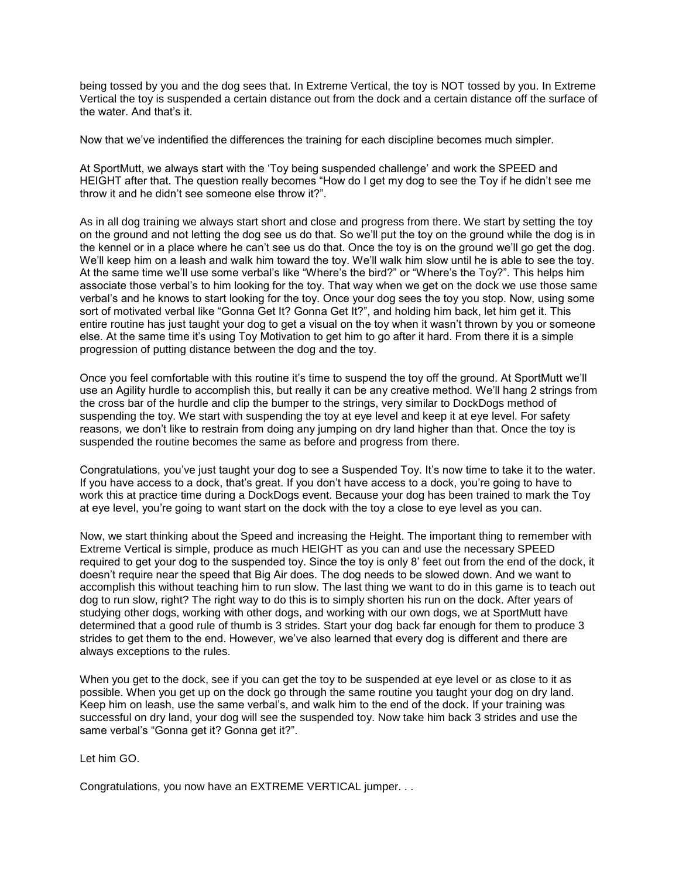being tossed by you and the dog sees that. In Extreme Vertical, the toy is NOT tossed by you. In Extreme Vertical the toy is suspended a certain distance out from the dock and a certain distance off the surface of the water. And that's it.

Now that we've indentified the differences the training for each discipline becomes much simpler.

At SportMutt, we always start with the 'Toy being suspended challenge' and work the SPEED and HEIGHT after that. The question really becomes "How do I get my dog to see the Toy if he didn't see me throw it and he didn't see someone else throw it?".

As in all dog training we always start short and close and progress from there. We start by setting the toy on the ground and not letting the dog see us do that. So we'll put the toy on the ground while the dog is in the kennel or in a place where he can't see us do that. Once the toy is on the ground we'll go get the dog. We'll keep him on a leash and walk him toward the toy. We'll walk him slow until he is able to see the toy. At the same time we'll use some verbal's like "Where's the bird?" or "Where's the Toy?". This helps him associate those verbal's to him looking for the toy. That way when we get on the dock we use those same verbal's and he knows to start looking for the toy. Once your dog sees the toy you stop. Now, using some sort of motivated verbal like "Gonna Get It? Gonna Get It?", and holding him back, let him get it. This entire routine has just taught your dog to get a visual on the toy when it wasn't thrown by you or someone else. At the same time it's using Toy Motivation to get him to go after it hard. From there it is a simple progression of putting distance between the dog and the toy.

Once you feel comfortable with this routine it's time to suspend the toy off the ground. At SportMutt we'll use an Agility hurdle to accomplish this, but really it can be any creative method. We'll hang 2 strings from the cross bar of the hurdle and clip the bumper to the strings, very similar to DockDogs method of suspending the toy. We start with suspending the toy at eye level and keep it at eye level. For safety reasons, we don't like to restrain from doing any jumping on dry land higher than that. Once the toy is suspended the routine becomes the same as before and progress from there.

Congratulations, you've just taught your dog to see a Suspended Toy. It's now time to take it to the water. If you have access to a dock, that's great. If you don't have access to a dock, you're going to have to work this at practice time during a DockDogs event. Because your dog has been trained to mark the Toy at eye level, you're going to want start on the dock with the toy a close to eye level as you can.

Now, we start thinking about the Speed and increasing the Height. The important thing to remember with Extreme Vertical is simple, produce as much HEIGHT as you can and use the necessary SPEED required to get your dog to the suspended toy. Since the toy is only 8' feet out from the end of the dock, it doesn't require near the speed that Big Air does. The dog needs to be slowed down. And we want to accomplish this without teaching him to run slow. The last thing we want to do in this game is to teach out dog to run slow, right? The right way to do this is to simply shorten his run on the dock. After years of studying other dogs, working with other dogs, and working with our own dogs, we at SportMutt have determined that a good rule of thumb is 3 strides. Start your dog back far enough for them to produce 3 strides to get them to the end. However, we've also learned that every dog is different and there are always exceptions to the rules.

When you get to the dock, see if you can get the toy to be suspended at eye level or as close to it as possible. When you get up on the dock go through the same routine you taught your dog on dry land. Keep him on leash, use the same verbal's, and walk him to the end of the dock. If your training was successful on dry land, your dog will see the suspended toy. Now take him back 3 strides and use the same verbal's "Gonna get it? Gonna get it?".

Let him GO.

Congratulations, you now have an EXTREME VERTICAL jumper. . .